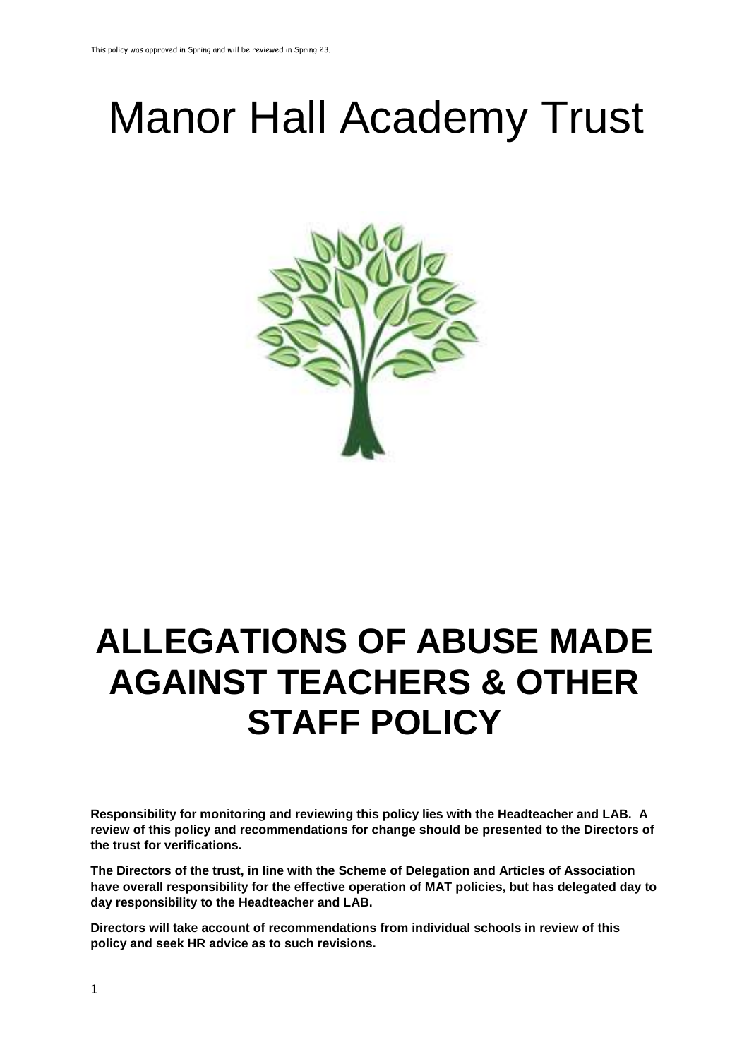This policy was approved in Spring and will be reviewed in Spring 23.

# Manor Hall Academy Trust

# ALLEGATIONS OF ABUSE MADE AGAINST TEACHERS & OTHER STAFF POLICY

**Responsibility for monitoring and reviewing this policy lies with the Headteacher and LAB. A review of this policy and recommendations for change should be presented to the Directors of the trust for verifications.**

**The Directors of the trust, in line with the Scheme of Delegation and Articles of Association have overall responsibility for the effective operation of MAT policies, but has delegated day to day responsibility to the Headteacher and LAB.**

**Directors will take account of recommendations from individual schools in review of this policy and seek HR advice as to such revisions.**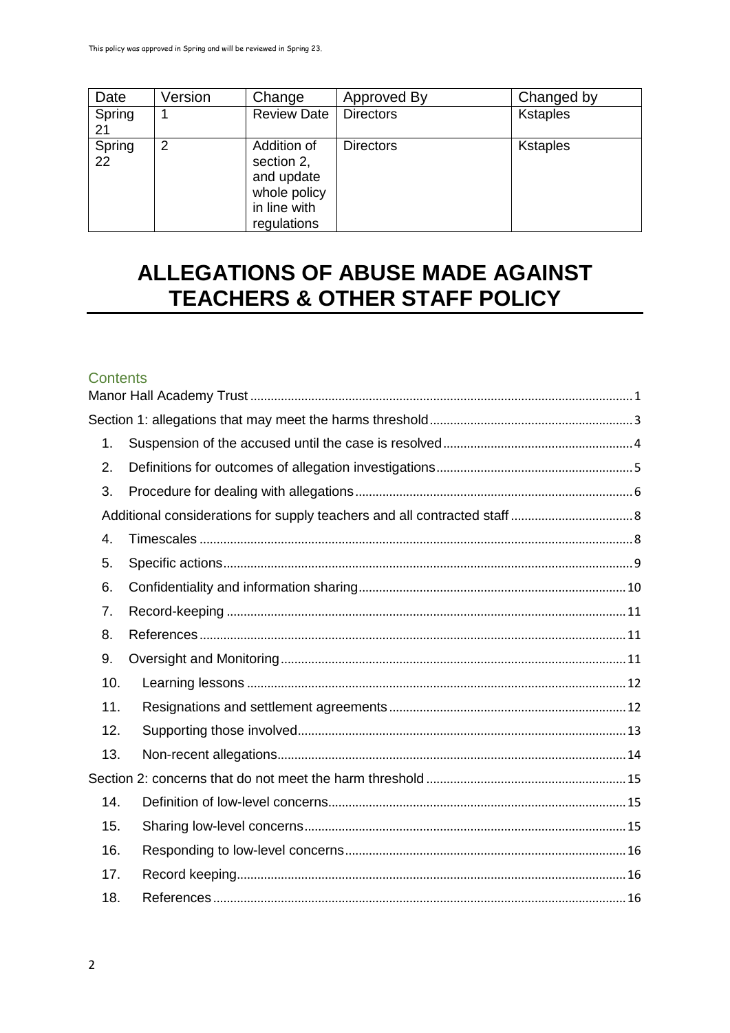This policy was approved in Spring and will be reviewed in Spring 23.

| Date | Version | Change | Approved By | Changed by |
|---|---|---|---|---|
| Spring 21 | 1 | Review Date | Directors | Kstaples |
| Spring 22 | 2 | Addition of section 2, and update whole policy in line with regulations | Directors | Kstaples |

# ALLEGATIONS OF ABUSE MADE AGAINST TEACHERS & OTHER STAFF POLICY

## Contents

Manor Hall Academy Trust ........ 1

Section 1: allegations that may meet the harms threshold ........ 3

1. Suspension of the accused until the case is resolved ........ 4
2. Definitions for outcomes of allegation investigations ........ 5
3. Procedure for dealing with allegations ........ 6

    Additional considerations for supply teachers and all contracted staff ........ 8

4. Timescales ........ 8
5. Specific actions ........ 9
6. Confidentiality and information sharing ........ 10
7. Record-keeping ........ 11
8. References ........ 11
9. Oversight and Monitoring ........ 11
10. Learning lessons ........ 12
11. Resignations and settlement agreements ........ 12
12. Supporting those involved ........ 13
13. Non-recent allegations ........ 14

Section 2: concerns that do not meet the harm threshold ........ 15

14. Definition of low-level concerns ........ 15
15. Sharing low-level concerns ........ 15
16. Responding to low-level concerns ........ 16
17. Record keeping ........ 16
18. References ........ 16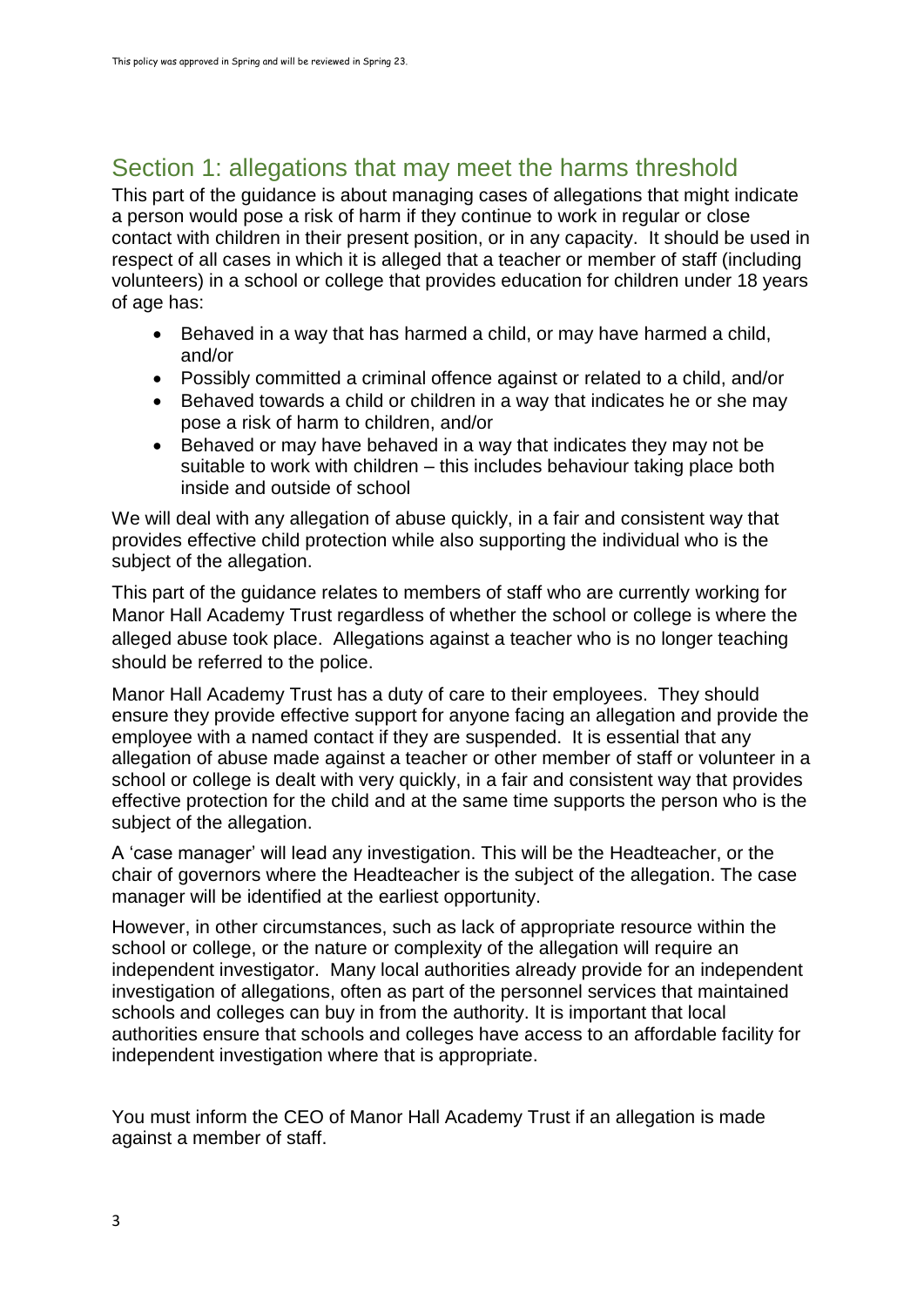## Section 1: allegations that may meet the harms threshold

This part of the guidance is about managing cases of allegations that might indicate a person would pose a risk of harm if they continue to work in regular or close contact with children in their present position, or in any capacity. It should be used in respect of all cases in which it is alleged that a teacher or member of staff (including volunteers) in a school or college that provides education for children under 18 years of age has:

- Behaved in a way that has harmed a child, or may have harmed a child, and/or
- Possibly committed a criminal offence against or related to a child, and/or
- Behaved towards a child or children in a way that indicates he or she may pose a risk of harm to children, and/or
- Behaved or may have behaved in a way that indicates they may not be suitable to work with children – this includes behaviour taking place both inside and outside of school

We will deal with any allegation of abuse quickly, in a fair and consistent way that provides effective child protection while also supporting the individual who is the subject of the allegation.

This part of the guidance relates to members of staff who are currently working for Manor Hall Academy Trust regardless of whether the school or college is where the alleged abuse took place. Allegations against a teacher who is no longer teaching should be referred to the police.

Manor Hall Academy Trust has a duty of care to their employees. They should ensure they provide effective support for anyone facing an allegation and provide the employee with a named contact if they are suspended. It is essential that any allegation of abuse made against a teacher or other member of staff or volunteer in a school or college is dealt with very quickly, in a fair and consistent way that provides effective protection for the child and at the same time supports the person who is the subject of the allegation.

A 'case manager' will lead any investigation. This will be the Headteacher, or the chair of governors where the Headteacher is the subject of the allegation. The case manager will be identified at the earliest opportunity.

However, in other circumstances, such as lack of appropriate resource within the school or college, or the nature or complexity of the allegation will require an independent investigator. Many local authorities already provide for an independent investigation of allegations, often as part of the personnel services that maintained schools and colleges can buy in from the authority. It is important that local authorities ensure that schools and colleges have access to an affordable facility for independent investigation where that is appropriate.

You must inform the CEO of Manor Hall Academy Trust if an allegation is made against a member of staff.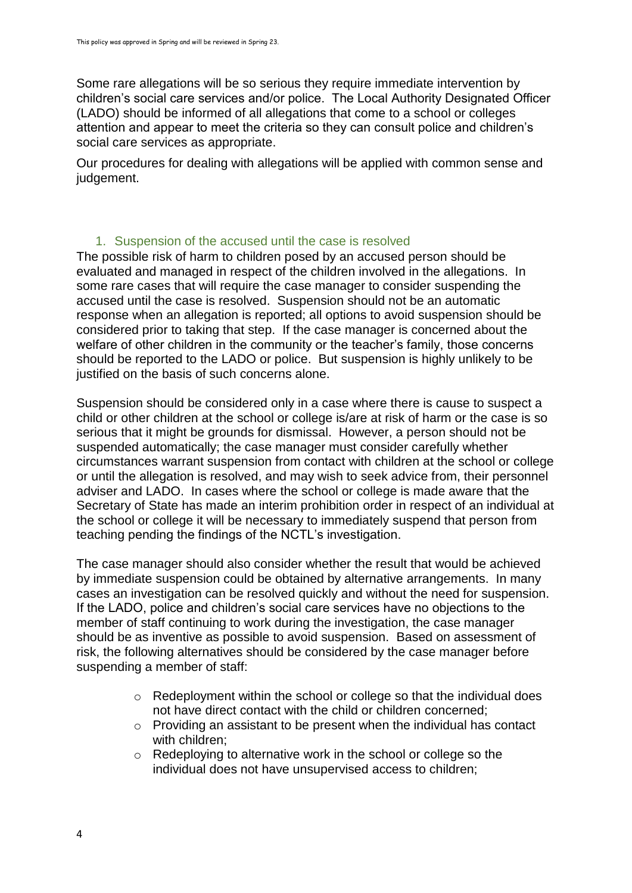Some rare allegations will be so serious they require immediate intervention by children's social care services and/or police. The Local Authority Designated Officer (LADO) should be informed of all allegations that come to a school or colleges attention and appear to meet the criteria so they can consult police and children's social care services as appropriate.

Our procedures for dealing with allegations will be applied with common sense and judgement.

## 1. Suspension of the accused until the case is resolved

The possible risk of harm to children posed by an accused person should be evaluated and managed in respect of the children involved in the allegations. In some rare cases that will require the case manager to consider suspending the accused until the case is resolved. Suspension should not be an automatic response when an allegation is reported; all options to avoid suspension should be considered prior to taking that step. If the case manager is concerned about the welfare of other children in the community or the teacher's family, those concerns should be reported to the LADO or police. But suspension is highly unlikely to be justified on the basis of such concerns alone.

Suspension should be considered only in a case where there is cause to suspect a child or other children at the school or college is/are at risk of harm or the case is so serious that it might be grounds for dismissal. However, a person should not be suspended automatically; the case manager must consider carefully whether circumstances warrant suspension from contact with children at the school or college or until the allegation is resolved, and may wish to seek advice from, their personnel adviser and LADO. In cases where the school or college is made aware that the Secretary of State has made an interim prohibition order in respect of an individual at the school or college it will be necessary to immediately suspend that person from teaching pending the findings of the NCTL's investigation.

The case manager should also consider whether the result that would be achieved by immediate suspension could be obtained by alternative arrangements. In many cases an investigation can be resolved quickly and without the need for suspension. If the LADO, police and children's social care services have no objections to the member of staff continuing to work during the investigation, the case manager should be as inventive as possible to avoid suspension. Based on assessment of risk, the following alternatives should be considered by the case manager before suspending a member of staff:

- Redeployment within the school or college so that the individual does not have direct contact with the child or children concerned;
- Providing an assistant to be present when the individual has contact with children;
- Redeploying to alternative work in the school or college so the individual does not have unsupervised access to children;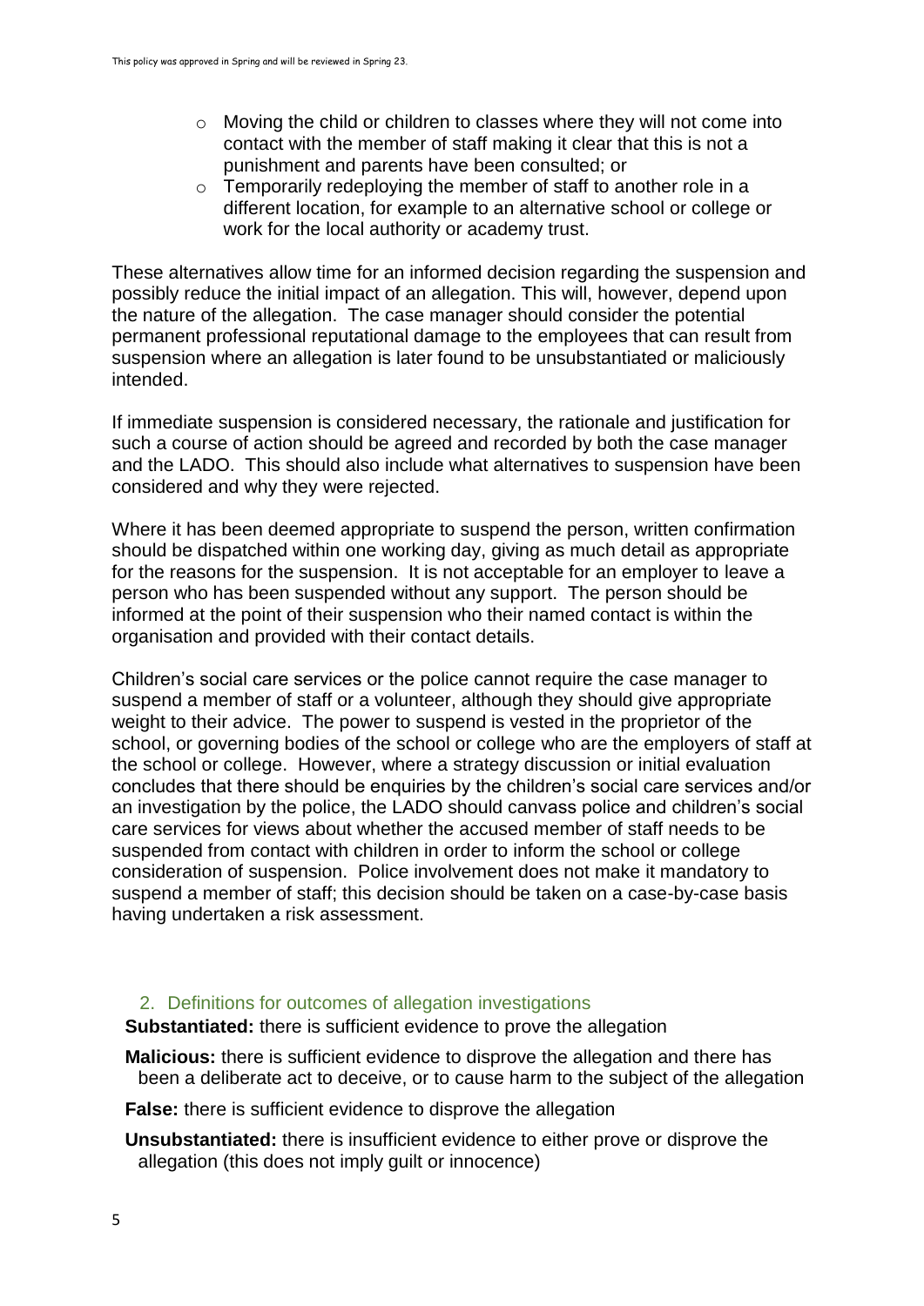- Moving the child or children to classes where they will not come into contact with the member of staff making it clear that this is not a punishment and parents have been consulted; or
- Temporarily redeploying the member of staff to another role in a different location, for example to an alternative school or college or work for the local authority or academy trust.

These alternatives allow time for an informed decision regarding the suspension and possibly reduce the initial impact of an allegation. This will, however, depend upon the nature of the allegation. The case manager should consider the potential permanent professional reputational damage to the employees that can result from suspension where an allegation is later found to be unsubstantiated or maliciously intended.

If immediate suspension is considered necessary, the rationale and justification for such a course of action should be agreed and recorded by both the case manager and the LADO. This should also include what alternatives to suspension have been considered and why they were rejected.

Where it has been deemed appropriate to suspend the person, written confirmation should be dispatched within one working day, giving as much detail as appropriate for the reasons for the suspension. It is not acceptable for an employer to leave a person who has been suspended without any support. The person should be informed at the point of their suspension who their named contact is within the organisation and provided with their contact details.

Children's social care services or the police cannot require the case manager to suspend a member of staff or a volunteer, although they should give appropriate weight to their advice. The power to suspend is vested in the proprietor of the school, or governing bodies of the school or college who are the employers of staff at the school or college. However, where a strategy discussion or initial evaluation concludes that there should be enquiries by the children's social care services and/or an investigation by the police, the LADO should canvass police and children's social care services for views about whether the accused member of staff needs to be suspended from contact with children in order to inform the school or college consideration of suspension. Police involvement does not make it mandatory to suspend a member of staff; this decision should be taken on a case-by-case basis having undertaken a risk assessment.

## 2. Definitions for outcomes of allegation investigations

**Substantiated:** there is sufficient evidence to prove the allegation

**Malicious:** there is sufficient evidence to disprove the allegation and there has been a deliberate act to deceive, or to cause harm to the subject of the allegation

**False:** there is sufficient evidence to disprove the allegation

**Unsubstantiated:** there is insufficient evidence to either prove or disprove the allegation (this does not imply guilt or innocence)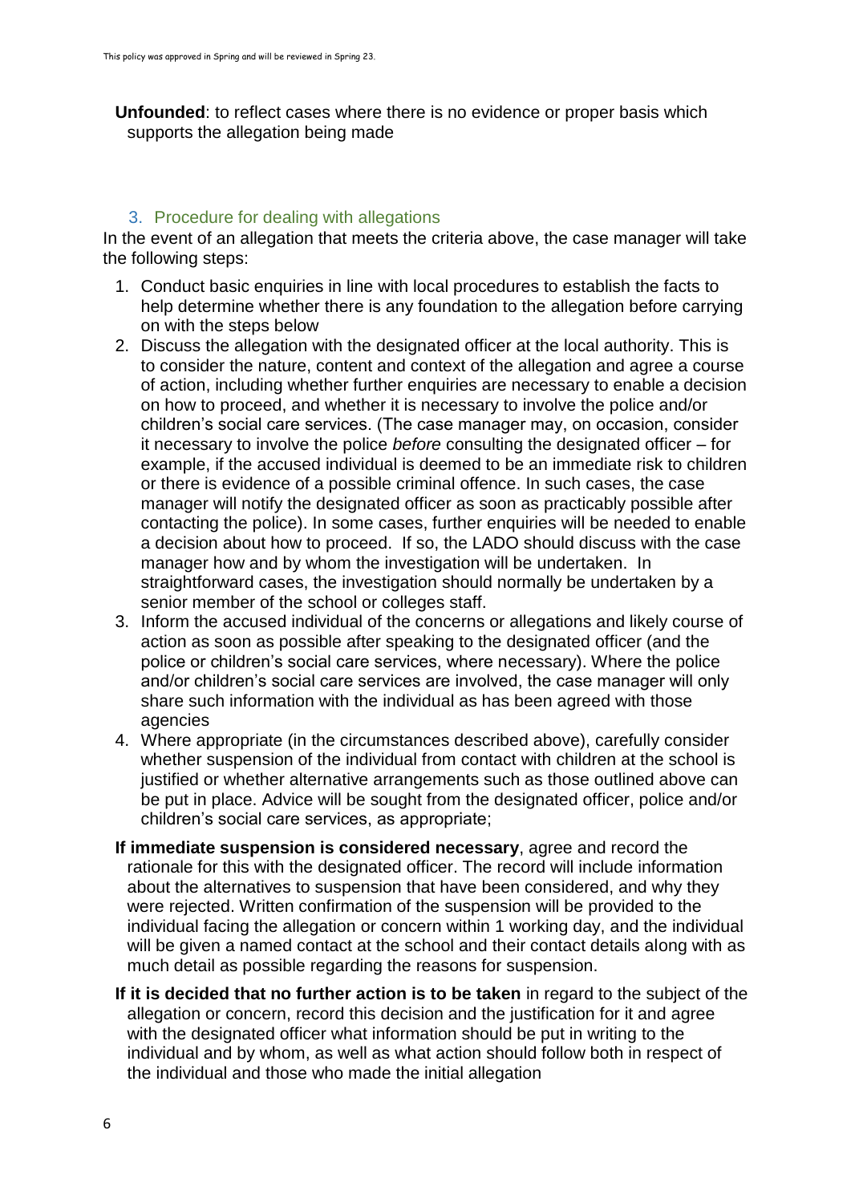**Unfounded**: to reflect cases where there is no evidence or proper basis which supports the allegation being made

## 3. Procedure for dealing with allegations

In the event of an allegation that meets the criteria above, the case manager will take the following steps:

1. Conduct basic enquiries in line with local procedures to establish the facts to help determine whether there is any foundation to the allegation before carrying on with the steps below
2. Discuss the allegation with the designated officer at the local authority. This is to consider the nature, content and context of the allegation and agree a course of action, including whether further enquiries are necessary to enable a decision on how to proceed, and whether it is necessary to involve the police and/or children's social care services. (The case manager may, on occasion, consider it necessary to involve the police *before* consulting the designated officer – for example, if the accused individual is deemed to be an immediate risk to children or there is evidence of a possible criminal offence. In such cases, the case manager will notify the designated officer as soon as practicably possible after contacting the police). In some cases, further enquiries will be needed to enable a decision about how to proceed. If so, the LADO should discuss with the case manager how and by whom the investigation will be undertaken. In straightforward cases, the investigation should normally be undertaken by a senior member of the school or colleges staff.
3. Inform the accused individual of the concerns or allegations and likely course of action as soon as possible after speaking to the designated officer (and the police or children's social care services, where necessary). Where the police and/or children's social care services are involved, the case manager will only share such information with the individual as has been agreed with those agencies
4. Where appropriate (in the circumstances described above), carefully consider whether suspension of the individual from contact with children at the school is justified or whether alternative arrangements such as those outlined above can be put in place. Advice will be sought from the designated officer, police and/or children's social care services, as appropriate;

**If immediate suspension is considered necessary**, agree and record the rationale for this with the designated officer. The record will include information about the alternatives to suspension that have been considered, and why they were rejected. Written confirmation of the suspension will be provided to the individual facing the allegation or concern within 1 working day, and the individual will be given a named contact at the school and their contact details along with as much detail as possible regarding the reasons for suspension.

**If it is decided that no further action is to be taken** in regard to the subject of the allegation or concern, record this decision and the justification for it and agree with the designated officer what information should be put in writing to the individual and by whom, as well as what action should follow both in respect of the individual and those who made the initial allegation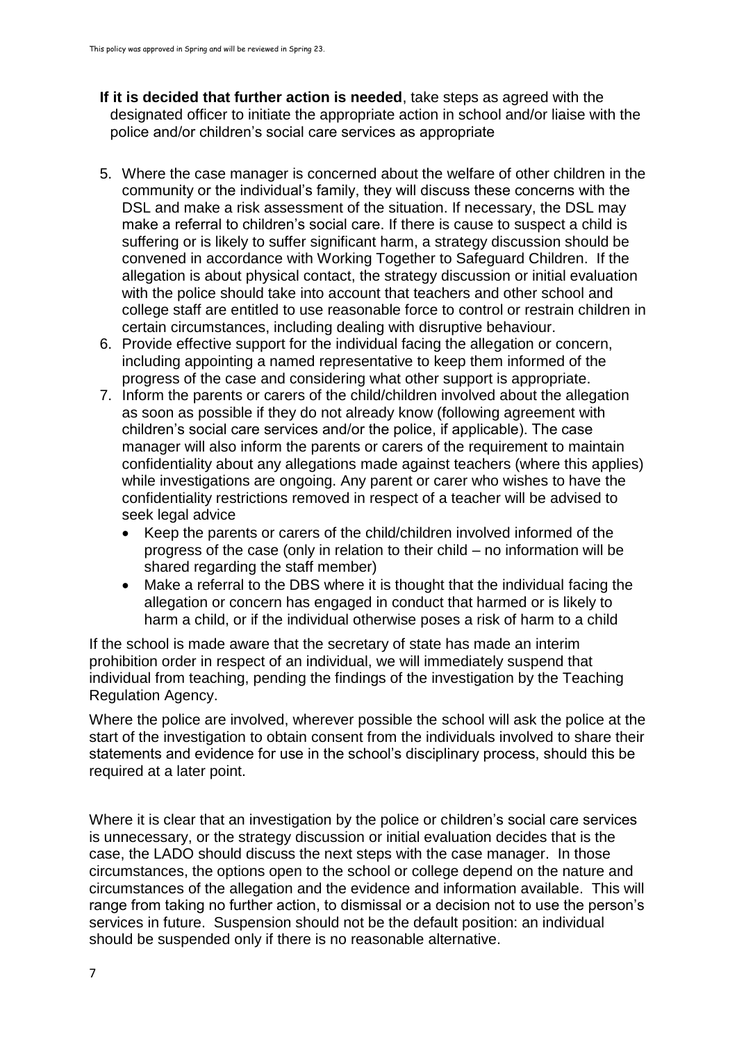- **If it is decided that further action is needed**, take steps as agreed with the designated officer to initiate the appropriate action in school and/or liaise with the police and/or children's social care services as appropriate

5. Where the case manager is concerned about the welfare of other children in the community or the individual's family, they will discuss these concerns with the DSL and make a risk assessment of the situation. If necessary, the DSL may make a referral to children's social care. If there is cause to suspect a child is suffering or is likely to suffer significant harm, a strategy discussion should be convened in accordance with Working Together to Safeguard Children. If the allegation is about physical contact, the strategy discussion or initial evaluation with the police should take into account that teachers and other school and college staff are entitled to use reasonable force to control or restrain children in certain circumstances, including dealing with disruptive behaviour.
6. Provide effective support for the individual facing the allegation or concern, including appointing a named representative to keep them informed of the progress of the case and considering what other support is appropriate.
7. Inform the parents or carers of the child/children involved about the allegation as soon as possible if they do not already know (following agreement with children's social care services and/or the police, if applicable). The case manager will also inform the parents or carers of the requirement to maintain confidentiality about any allegations made against teachers (where this applies) while investigations are ongoing. Any parent or carer who wishes to have the confidentiality restrictions removed in respect of a teacher will be advised to seek legal advice
   - Keep the parents or carers of the child/children involved informed of the progress of the case (only in relation to their child – no information will be shared regarding the staff member)
   - Make a referral to the DBS where it is thought that the individual facing the allegation or concern has engaged in conduct that harmed or is likely to harm a child, or if the individual otherwise poses a risk of harm to a child

If the school is made aware that the secretary of state has made an interim prohibition order in respect of an individual, we will immediately suspend that individual from teaching, pending the findings of the investigation by the Teaching Regulation Agency.

Where the police are involved, wherever possible the school will ask the police at the start of the investigation to obtain consent from the individuals involved to share their statements and evidence for use in the school's disciplinary process, should this be required at a later point.

Where it is clear that an investigation by the police or children's social care services is unnecessary, or the strategy discussion or initial evaluation decides that is the case, the LADO should discuss the next steps with the case manager. In those circumstances, the options open to the school or college depend on the nature and circumstances of the allegation and the evidence and information available. This will range from taking no further action, to dismissal or a decision not to use the person's services in future. Suspension should not be the default position: an individual should be suspended only if there is no reasonable alternative.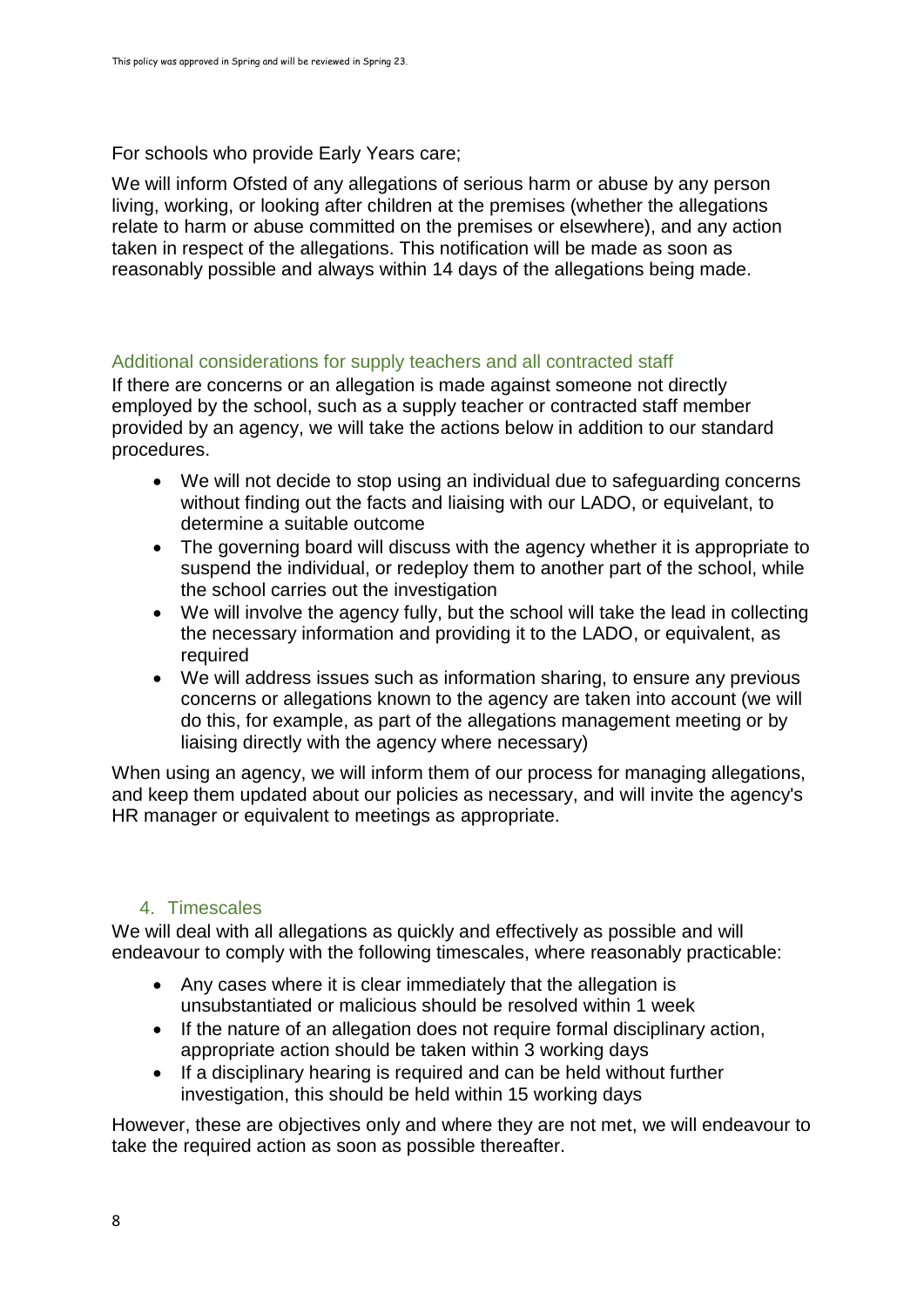For schools who provide Early Years care;

We will inform Ofsted of any allegations of serious harm or abuse by any person living, working, or looking after children at the premises (whether the allegations relate to harm or abuse committed on the premises or elsewhere), and any action taken in respect of the allegations. This notification will be made as soon as reasonably possible and always within 14 days of the allegations being made.

### Additional considerations for supply teachers and all contracted staff

If there are concerns or an allegation is made against someone not directly employed by the school, such as a supply teacher or contracted staff member provided by an agency, we will take the actions below in addition to our standard procedures.

- We will not decide to stop using an individual due to safeguarding concerns without finding out the facts and liaising with our LADO, or equivelant, to determine a suitable outcome
- The governing board will discuss with the agency whether it is appropriate to suspend the individual, or redeploy them to another part of the school, while the school carries out the investigation
- We will involve the agency fully, but the school will take the lead in collecting the necessary information and providing it to the LADO, or equivalent, as required
- We will address issues such as information sharing, to ensure any previous concerns or allegations known to the agency are taken into account (we will do this, for example, as part of the allegations management meeting or by liaising directly with the agency where necessary)

When using an agency, we will inform them of our process for managing allegations, and keep them updated about our policies as necessary, and will invite the agency's HR manager or equivalent to meetings as appropriate.

## 4. Timescales

We will deal with all allegations as quickly and effectively as possible and will endeavour to comply with the following timescales, where reasonably practicable:

- Any cases where it is clear immediately that the allegation is unsubstantiated or malicious should be resolved within 1 week
- If the nature of an allegation does not require formal disciplinary action, appropriate action should be taken within 3 working days
- If a disciplinary hearing is required and can be held without further investigation, this should be held within 15 working days

However, these are objectives only and where they are not met, we will endeavour to take the required action as soon as possible thereafter.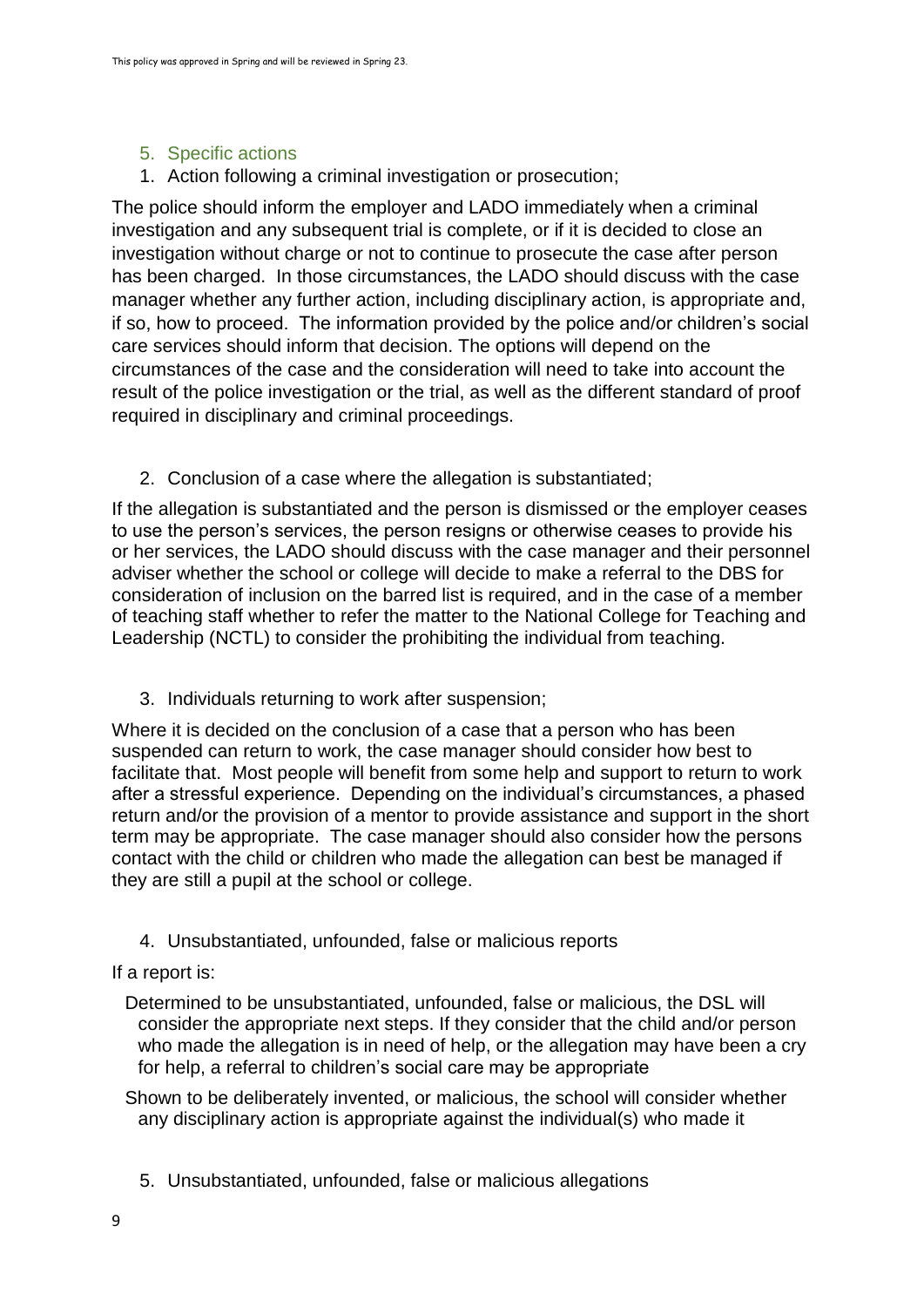## 5. Specific actions

1. Action following a criminal investigation or prosecution;

The police should inform the employer and LADO immediately when a criminal investigation and any subsequent trial is complete, or if it is decided to close an investigation without charge or not to continue to prosecute the case after person has been charged. In those circumstances, the LADO should discuss with the case manager whether any further action, including disciplinary action, is appropriate and, if so, how to proceed. The information provided by the police and/or children's social care services should inform that decision. The options will depend on the circumstances of the case and the consideration will need to take into account the result of the police investigation or the trial, as well as the different standard of proof required in disciplinary and criminal proceedings.

2. Conclusion of a case where the allegation is substantiated;

If the allegation is substantiated and the person is dismissed or the employer ceases to use the person's services, the person resigns or otherwise ceases to provide his or her services, the LADO should discuss with the case manager and their personnel adviser whether the school or college will decide to make a referral to the DBS for consideration of inclusion on the barred list is required, and in the case of a member of teaching staff whether to refer the matter to the National College for Teaching and Leadership (NCTL) to consider the prohibiting the individual from teaching.

3. Individuals returning to work after suspension;

Where it is decided on the conclusion of a case that a person who has been suspended can return to work, the case manager should consider how best to facilitate that. Most people will benefit from some help and support to return to work after a stressful experience. Depending on the individual's circumstances, a phased return and/or the provision of a mentor to provide assistance and support in the short term may be appropriate. The case manager should also consider how the persons contact with the child or children who made the allegation can best be managed if they are still a pupil at the school or college.

4. Unsubstantiated, unfounded, false or malicious reports

If a report is:

- Determined to be unsubstantiated, unfounded, false or malicious, the DSL will consider the appropriate next steps. If they consider that the child and/or person who made the allegation is in need of help, or the allegation may have been a cry for help, a referral to children's social care may be appropriate
- Shown to be deliberately invented, or malicious, the school will consider whether any disciplinary action is appropriate against the individual(s) who made it

5. Unsubstantiated, unfounded, false or malicious allegations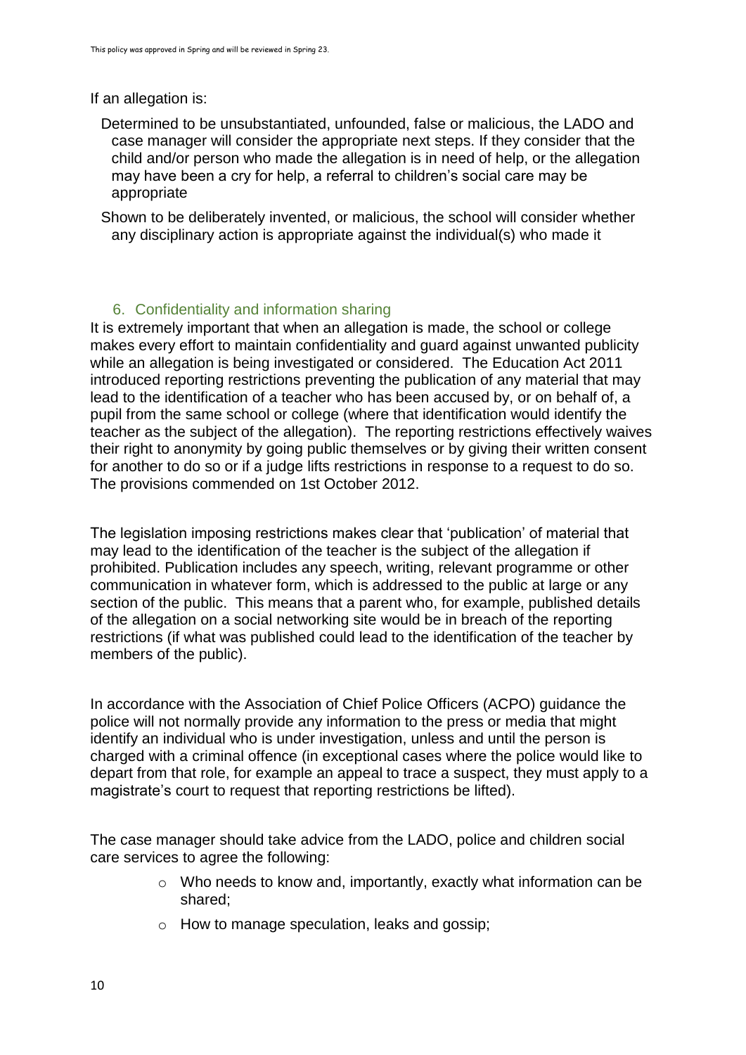If an allegation is:

- Determined to be unsubstantiated, unfounded, false or malicious, the LADO and case manager will consider the appropriate next steps. If they consider that the child and/or person who made the allegation is in need of help, or the allegation may have been a cry for help, a referral to children's social care may be appropriate
- Shown to be deliberately invented, or malicious, the school will consider whether any disciplinary action is appropriate against the individual(s) who made it

## 6. Confidentiality and information sharing

It is extremely important that when an allegation is made, the school or college makes every effort to maintain confidentiality and guard against unwanted publicity while an allegation is being investigated or considered. The Education Act 2011 introduced reporting restrictions preventing the publication of any material that may lead to the identification of a teacher who has been accused by, or on behalf of, a pupil from the same school or college (where that identification would identify the teacher as the subject of the allegation). The reporting restrictions effectively waives their right to anonymity by going public themselves or by giving their written consent for another to do so or if a judge lifts restrictions in response to a request to do so. The provisions commended on 1st October 2012.

The legislation imposing restrictions makes clear that 'publication' of material that may lead to the identification of the teacher is the subject of the allegation if prohibited. Publication includes any speech, writing, relevant programme or other communication in whatever form, which is addressed to the public at large or any section of the public. This means that a parent who, for example, published details of the allegation on a social networking site would be in breach of the reporting restrictions (if what was published could lead to the identification of the teacher by members of the public).

In accordance with the Association of Chief Police Officers (ACPO) guidance the police will not normally provide any information to the press or media that might identify an individual who is under investigation, unless and until the person is charged with a criminal offence (in exceptional cases where the police would like to depart from that role, for example an appeal to trace a suspect, they must apply to a magistrate's court to request that reporting restrictions be lifted).

The case manager should take advice from the LADO, police and children social care services to agree the following:

- Who needs to know and, importantly, exactly what information can be shared;
- How to manage speculation, leaks and gossip;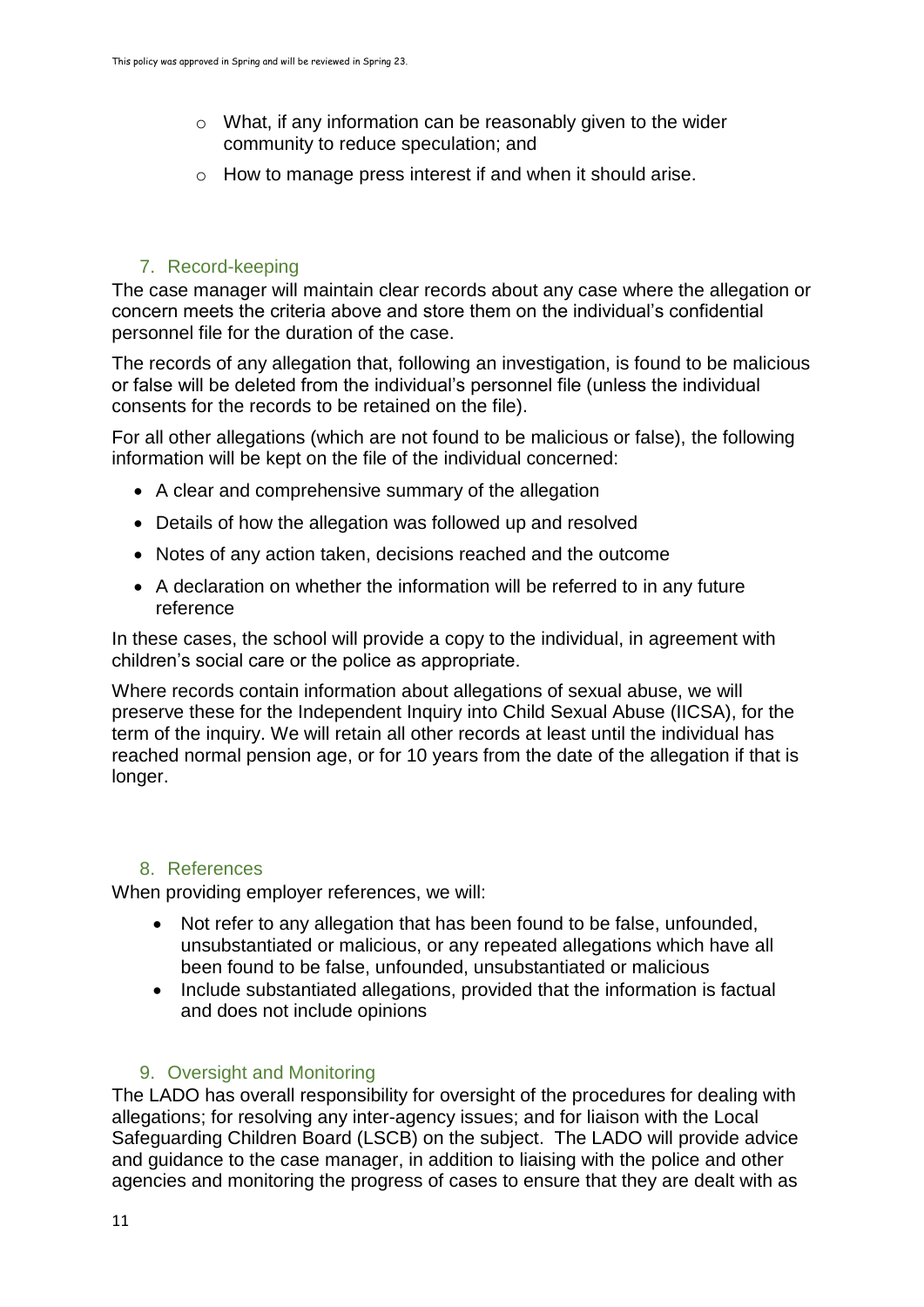- What, if any information can be reasonably given to the wider community to reduce speculation; and
- How to manage press interest if and when it should arise.

## 7. Record-keeping

The case manager will maintain clear records about any case where the allegation or concern meets the criteria above and store them on the individual's confidential personnel file for the duration of the case.

The records of any allegation that, following an investigation, is found to be malicious or false will be deleted from the individual's personnel file (unless the individual consents for the records to be retained on the file).

For all other allegations (which are not found to be malicious or false), the following information will be kept on the file of the individual concerned:

- A clear and comprehensive summary of the allegation
- Details of how the allegation was followed up and resolved
- Notes of any action taken, decisions reached and the outcome
- A declaration on whether the information will be referred to in any future reference

In these cases, the school will provide a copy to the individual, in agreement with children's social care or the police as appropriate.

Where records contain information about allegations of sexual abuse, we will preserve these for the Independent Inquiry into Child Sexual Abuse (IICSA), for the term of the inquiry. We will retain all other records at least until the individual has reached normal pension age, or for 10 years from the date of the allegation if that is longer.

## 8. References

When providing employer references, we will:

- Not refer to any allegation that has been found to be false, unfounded, unsubstantiated or malicious, or any repeated allegations which have all been found to be false, unfounded, unsubstantiated or malicious
- Include substantiated allegations, provided that the information is factual and does not include opinions

## 9. Oversight and Monitoring

The LADO has overall responsibility for oversight of the procedures for dealing with allegations; for resolving any inter-agency issues; and for liaison with the Local Safeguarding Children Board (LSCB) on the subject. The LADO will provide advice and guidance to the case manager, in addition to liaising with the police and other agencies and monitoring the progress of cases to ensure that they are dealt with as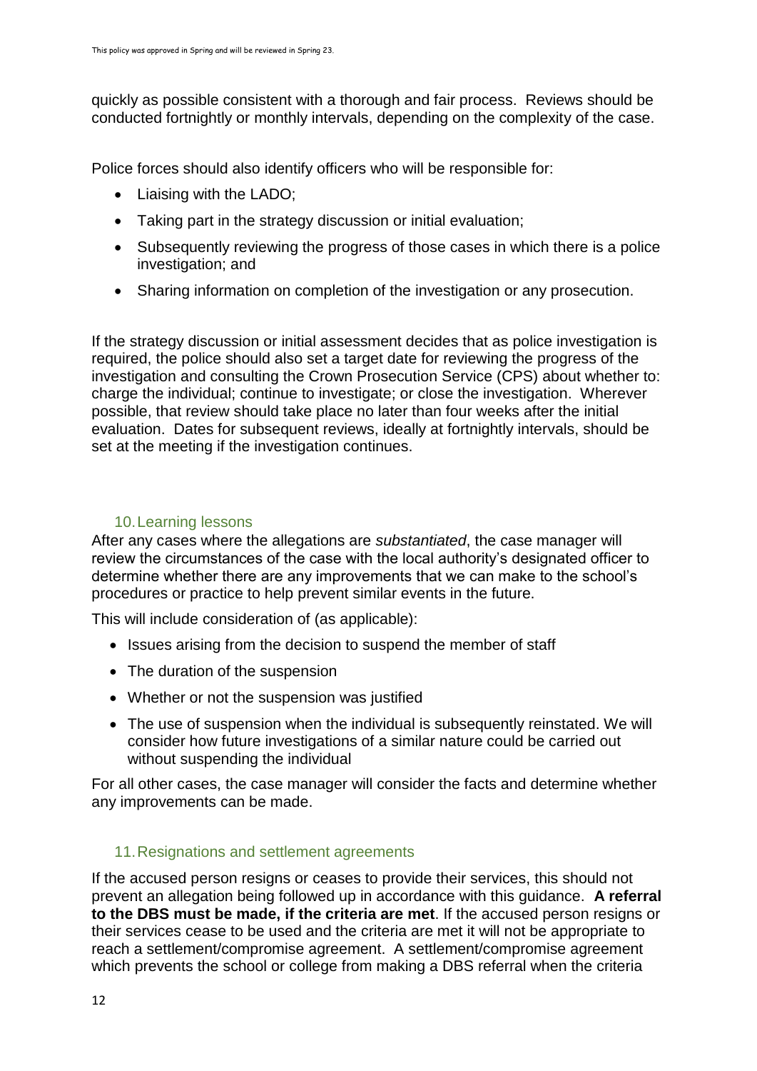quickly as possible consistent with a thorough and fair process. Reviews should be conducted fortnightly or monthly intervals, depending on the complexity of the case.

Police forces should also identify officers who will be responsible for:

- Liaising with the LADO;
- Taking part in the strategy discussion or initial evaluation;
- Subsequently reviewing the progress of those cases in which there is a police investigation; and
- Sharing information on completion of the investigation or any prosecution.

If the strategy discussion or initial assessment decides that as police investigation is required, the police should also set a target date for reviewing the progress of the investigation and consulting the Crown Prosecution Service (CPS) about whether to: charge the individual; continue to investigate; or close the investigation. Wherever possible, that review should take place no later than four weeks after the initial evaluation. Dates for subsequent reviews, ideally at fortnightly intervals, should be set at the meeting if the investigation continues.

## 10. Learning lessons

After any cases where the allegations are *substantiated*, the case manager will review the circumstances of the case with the local authority's designated officer to determine whether there are any improvements that we can make to the school's procedures or practice to help prevent similar events in the future.

This will include consideration of (as applicable):

- Issues arising from the decision to suspend the member of staff
- The duration of the suspension
- Whether or not the suspension was justified
- The use of suspension when the individual is subsequently reinstated. We will consider how future investigations of a similar nature could be carried out without suspending the individual

For all other cases, the case manager will consider the facts and determine whether any improvements can be made.

## 11. Resignations and settlement agreements

If the accused person resigns or ceases to provide their services, this should not prevent an allegation being followed up in accordance with this guidance. **A referral to the DBS must be made, if the criteria are met**. If the accused person resigns or their services cease to be used and the criteria are met it will not be appropriate to reach a settlement/compromise agreement. A settlement/compromise agreement which prevents the school or college from making a DBS referral when the criteria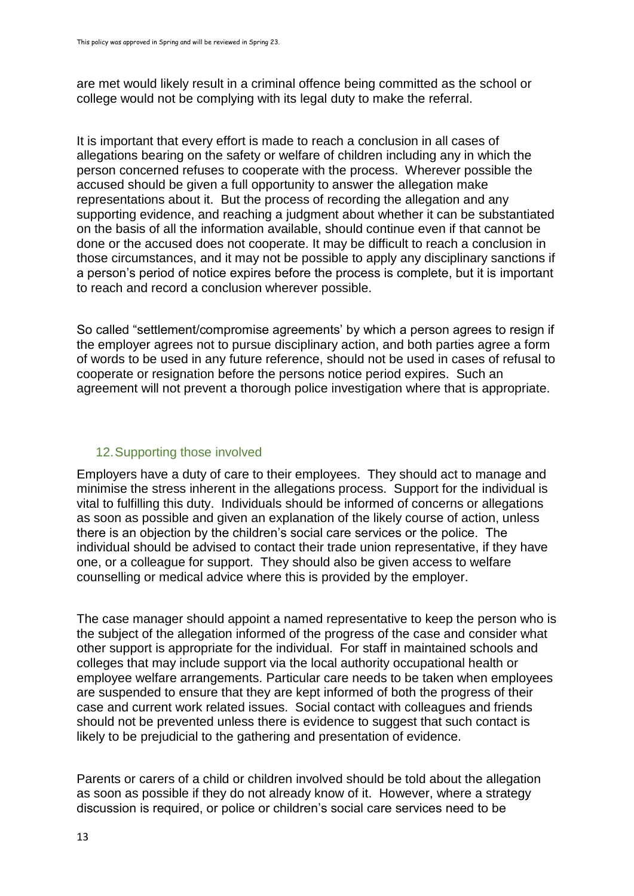are met would likely result in a criminal offence being committed as the school or college would not be complying with its legal duty to make the referral.

It is important that every effort is made to reach a conclusion in all cases of allegations bearing on the safety or welfare of children including any in which the person concerned refuses to cooperate with the process. Wherever possible the accused should be given a full opportunity to answer the allegation make representations about it. But the process of recording the allegation and any supporting evidence, and reaching a judgment about whether it can be substantiated on the basis of all the information available, should continue even if that cannot be done or the accused does not cooperate. It may be difficult to reach a conclusion in those circumstances, and it may not be possible to apply any disciplinary sanctions if a person's period of notice expires before the process is complete, but it is important to reach and record a conclusion wherever possible.

So called "settlement/compromise agreements' by which a person agrees to resign if the employer agrees not to pursue disciplinary action, and both parties agree a form of words to be used in any future reference, should not be used in cases of refusal to cooperate or resignation before the persons notice period expires. Such an agreement will not prevent a thorough police investigation where that is appropriate.

## 12. Supporting those involved

Employers have a duty of care to their employees. They should act to manage and minimise the stress inherent in the allegations process. Support for the individual is vital to fulfilling this duty. Individuals should be informed of concerns or allegations as soon as possible and given an explanation of the likely course of action, unless there is an objection by the children's social care services or the police. The individual should be advised to contact their trade union representative, if they have one, or a colleague for support. They should also be given access to welfare counselling or medical advice where this is provided by the employer.

The case manager should appoint a named representative to keep the person who is the subject of the allegation informed of the progress of the case and consider what other support is appropriate for the individual. For staff in maintained schools and colleges that may include support via the local authority occupational health or employee welfare arrangements. Particular care needs to be taken when employees are suspended to ensure that they are kept informed of both the progress of their case and current work related issues. Social contact with colleagues and friends should not be prevented unless there is evidence to suggest that such contact is likely to be prejudicial to the gathering and presentation of evidence.

Parents or carers of a child or children involved should be told about the allegation as soon as possible if they do not already know of it. However, where a strategy discussion is required, or police or children's social care services need to be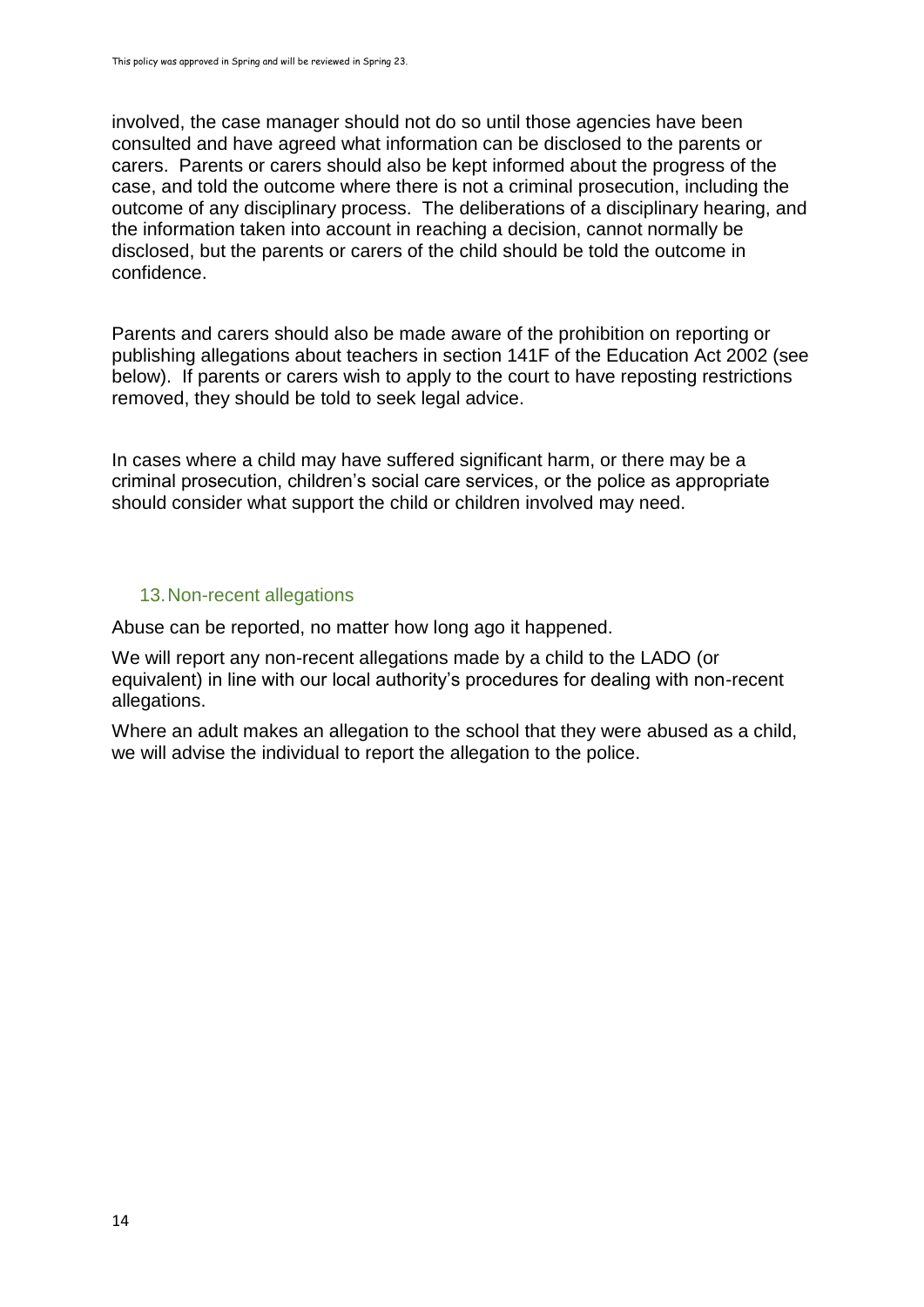involved, the case manager should not do so until those agencies have been consulted and have agreed what information can be disclosed to the parents or carers. Parents or carers should also be kept informed about the progress of the case, and told the outcome where there is not a criminal prosecution, including the outcome of any disciplinary process. The deliberations of a disciplinary hearing, and the information taken into account in reaching a decision, cannot normally be disclosed, but the parents or carers of the child should be told the outcome in confidence.

Parents and carers should also be made aware of the prohibition on reporting or publishing allegations about teachers in section 141F of the Education Act 2002 (see below). If parents or carers wish to apply to the court to have reposting restrictions removed, they should be told to seek legal advice.

In cases where a child may have suffered significant harm, or there may be a criminal prosecution, children's social care services, or the police as appropriate should consider what support the child or children involved may need.

## 13. Non-recent allegations

Abuse can be reported, no matter how long ago it happened.

We will report any non-recent allegations made by a child to the LADO (or equivalent) in line with our local authority's procedures for dealing with non-recent allegations.

Where an adult makes an allegation to the school that they were abused as a child, we will advise the individual to report the allegation to the police.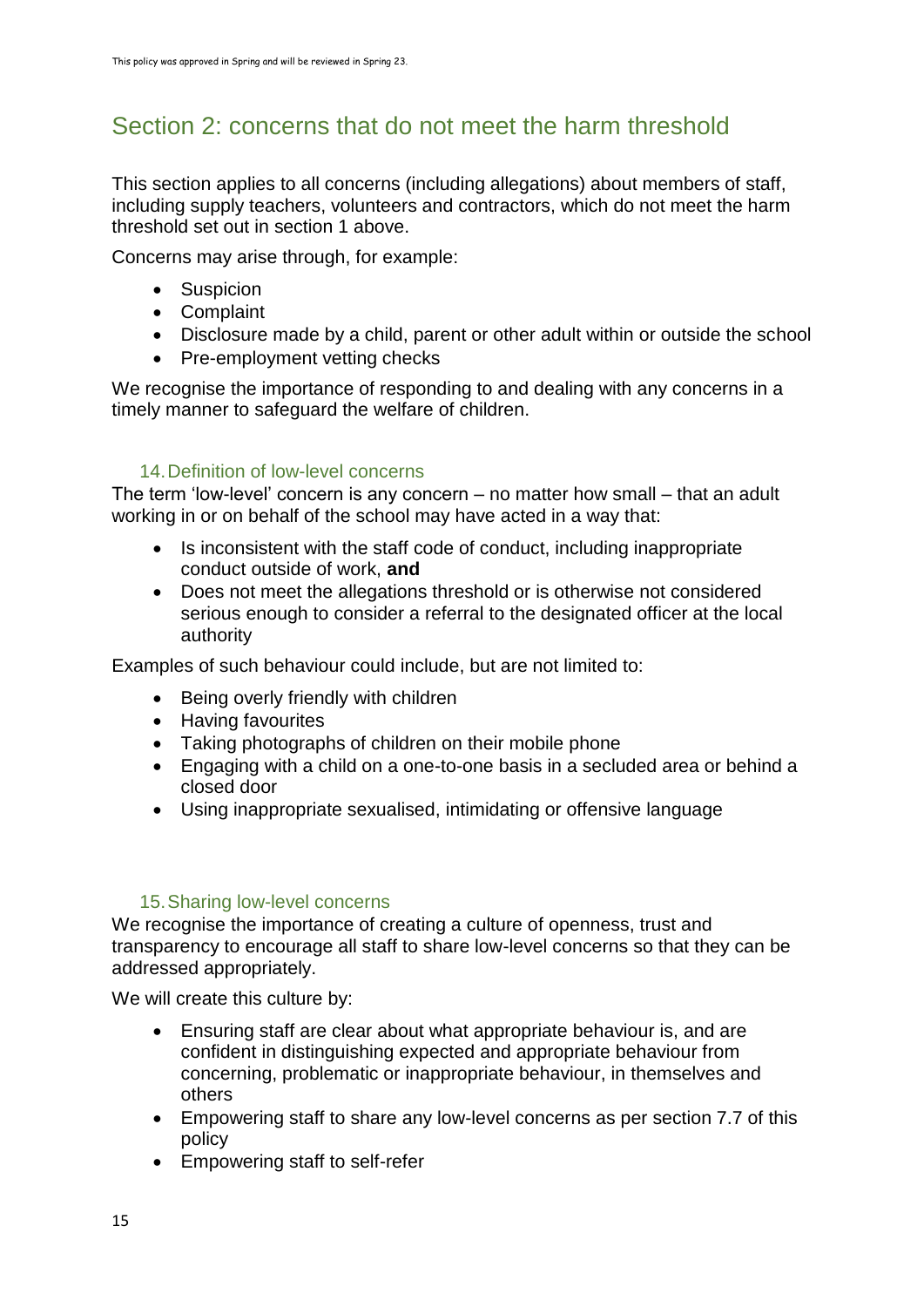## Section 2: concerns that do not meet the harm threshold

This section applies to all concerns (including allegations) about members of staff, including supply teachers, volunteers and contractors, which do not meet the harm threshold set out in section 1 above.

Concerns may arise through, for example:

- Suspicion
- Complaint
- Disclosure made by a child, parent or other adult within or outside the school
- Pre-employment vetting checks

We recognise the importance of responding to and dealing with any concerns in a timely manner to safeguard the welfare of children.

### 14. Definition of low-level concerns

The term 'low-level' concern is any concern – no matter how small – that an adult working in or on behalf of the school may have acted in a way that:

- Is inconsistent with the staff code of conduct, including inappropriate conduct outside of work, **and**
- Does not meet the allegations threshold or is otherwise not considered serious enough to consider a referral to the designated officer at the local authority

Examples of such behaviour could include, but are not limited to:

- Being overly friendly with children
- Having favourites
- Taking photographs of children on their mobile phone
- Engaging with a child on a one-to-one basis in a secluded area or behind a closed door
- Using inappropriate sexualised, intimidating or offensive language

### 15. Sharing low-level concerns

We recognise the importance of creating a culture of openness, trust and transparency to encourage all staff to share low-level concerns so that they can be addressed appropriately.

We will create this culture by:

- Ensuring staff are clear about what appropriate behaviour is, and are confident in distinguishing expected and appropriate behaviour from concerning, problematic or inappropriate behaviour, in themselves and others
- Empowering staff to share any low-level concerns as per section 7.7 of this policy
- Empowering staff to self-refer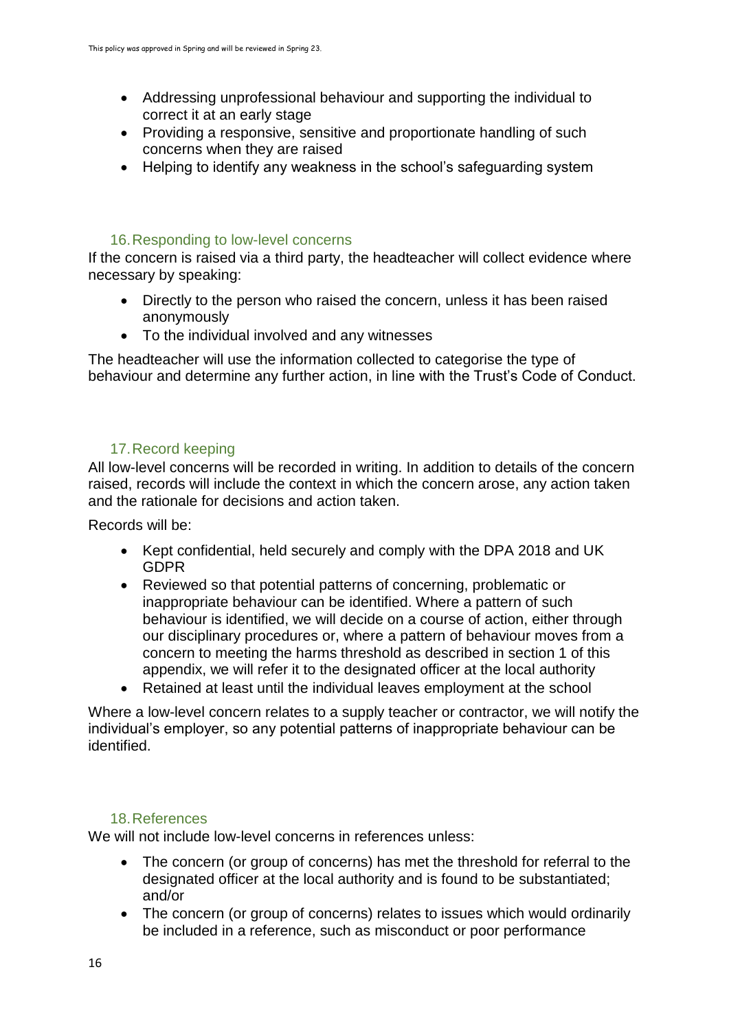- Addressing unprofessional behaviour and supporting the individual to correct it at an early stage
- Providing a responsive, sensitive and proportionate handling of such concerns when they are raised
- Helping to identify any weakness in the school's safeguarding system

## 16. Responding to low-level concerns

If the concern is raised via a third party, the headteacher will collect evidence where necessary by speaking:

- Directly to the person who raised the concern, unless it has been raised anonymously
- To the individual involved and any witnesses

The headteacher will use the information collected to categorise the type of behaviour and determine any further action, in line with the Trust's Code of Conduct.

## 17. Record keeping

All low-level concerns will be recorded in writing. In addition to details of the concern raised, records will include the context in which the concern arose, any action taken and the rationale for decisions and action taken.

Records will be:

- Kept confidential, held securely and comply with the DPA 2018 and UK GDPR
- Reviewed so that potential patterns of concerning, problematic or inappropriate behaviour can be identified. Where a pattern of such behaviour is identified, we will decide on a course of action, either through our disciplinary procedures or, where a pattern of behaviour moves from a concern to meeting the harms threshold as described in section 1 of this appendix, we will refer it to the designated officer at the local authority
- Retained at least until the individual leaves employment at the school

Where a low-level concern relates to a supply teacher or contractor, we will notify the individual's employer, so any potential patterns of inappropriate behaviour can be identified.

## 18. References

We will not include low-level concerns in references unless:

- The concern (or group of concerns) has met the threshold for referral to the designated officer at the local authority and is found to be substantiated; and/or
- The concern (or group of concerns) relates to issues which would ordinarily be included in a reference, such as misconduct or poor performance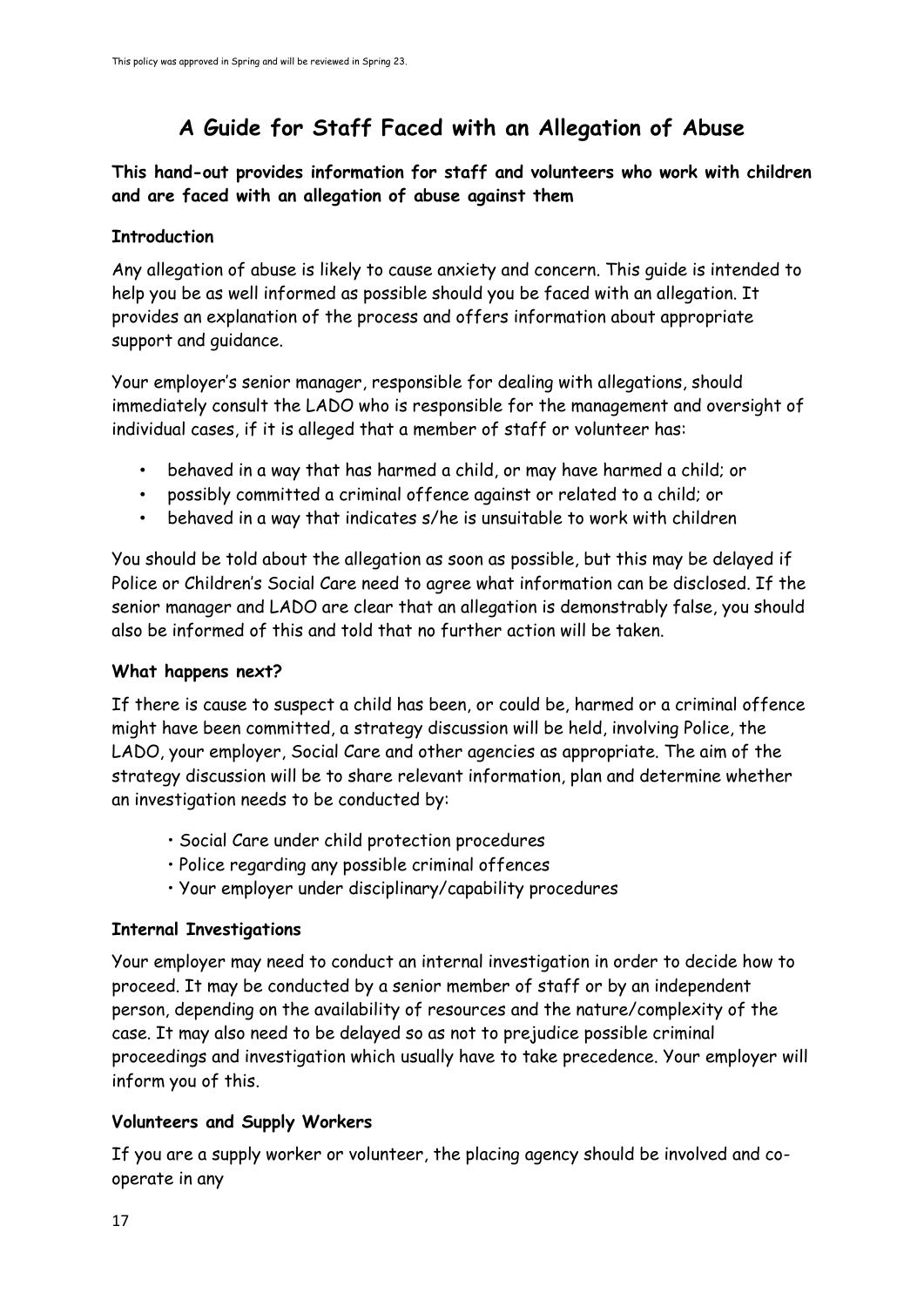# A Guide for Staff Faced with an Allegation of Abuse

**This hand-out provides information for staff and volunteers who work with children and are faced with an allegation of abuse against them**

### Introduction

Any allegation of abuse is likely to cause anxiety and concern. This guide is intended to help you be as well informed as possible should you be faced with an allegation. It provides an explanation of the process and offers information about appropriate support and guidance.

Your employer's senior manager, responsible for dealing with allegations, should immediately consult the LADO who is responsible for the management and oversight of individual cases, if it is alleged that a member of staff or volunteer has:

- behaved in a way that has harmed a child, or may have harmed a child; or
- possibly committed a criminal offence against or related to a child; or
- behaved in a way that indicates s/he is unsuitable to work with children

You should be told about the allegation as soon as possible, but this may be delayed if Police or Children's Social Care need to agree what information can be disclosed. If the senior manager and LADO are clear that an allegation is demonstrably false, you should also be informed of this and told that no further action will be taken.

### What happens next?

If there is cause to suspect a child has been, or could be, harmed or a criminal offence might have been committed, a strategy discussion will be held, involving Police, the LADO, your employer, Social Care and other agencies as appropriate. The aim of the strategy discussion will be to share relevant information, plan and determine whether an investigation needs to be conducted by:

- Social Care under child protection procedures
- Police regarding any possible criminal offences
- Your employer under disciplinary/capability procedures

### Internal Investigations

Your employer may need to conduct an internal investigation in order to decide how to proceed. It may be conducted by a senior member of staff or by an independent person, depending on the availability of resources and the nature/complexity of the case. It may also need to be delayed so as not to prejudice possible criminal proceedings and investigation which usually have to take precedence. Your employer will inform you of this.

### Volunteers and Supply Workers

If you are a supply worker or volunteer, the placing agency should be involved and co-operate in any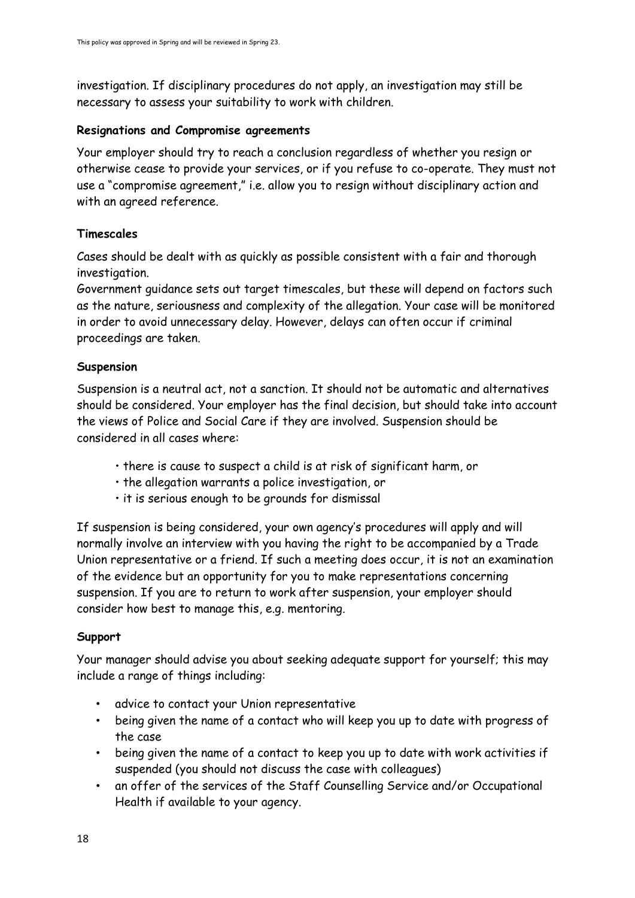investigation. If disciplinary procedures do not apply, an investigation may still be necessary to assess your suitability to work with children.

**Resignations and Compromise agreements**

Your employer should try to reach a conclusion regardless of whether you resign or otherwise cease to provide your services, or if you refuse to co-operate. They must not use a "compromise agreement," i.e. allow you to resign without disciplinary action and with an agreed reference.

**Timescales**

Cases should be dealt with as quickly as possible consistent with a fair and thorough investigation.
Government guidance sets out target timescales, but these will depend on factors such as the nature, seriousness and complexity of the allegation. Your case will be monitored in order to avoid unnecessary delay. However, delays can often occur if criminal proceedings are taken.

**Suspension**

Suspension is a neutral act, not a sanction. It should not be automatic and alternatives should be considered. Your employer has the final decision, but should take into account the views of Police and Social Care if they are involved. Suspension should be considered in all cases where:

- there is cause to suspect a child is at risk of significant harm, or
- the allegation warrants a police investigation, or
- it is serious enough to be grounds for dismissal

If suspension is being considered, your own agency's procedures will apply and will normally involve an interview with you having the right to be accompanied by a Trade Union representative or a friend. If such a meeting does occur, it is not an examination of the evidence but an opportunity for you to make representations concerning suspension. If you are to return to work after suspension, your employer should consider how best to manage this, e.g. mentoring.

**Support**

Your manager should advise you about seeking adequate support for yourself; this may include a range of things including:

- advice to contact your Union representative
- being given the name of a contact who will keep you up to date with progress of the case
- being given the name of a contact to keep you up to date with work activities if suspended (you should not discuss the case with colleagues)
- an offer of the services of the Staff Counselling Service and/or Occupational Health if available to your agency.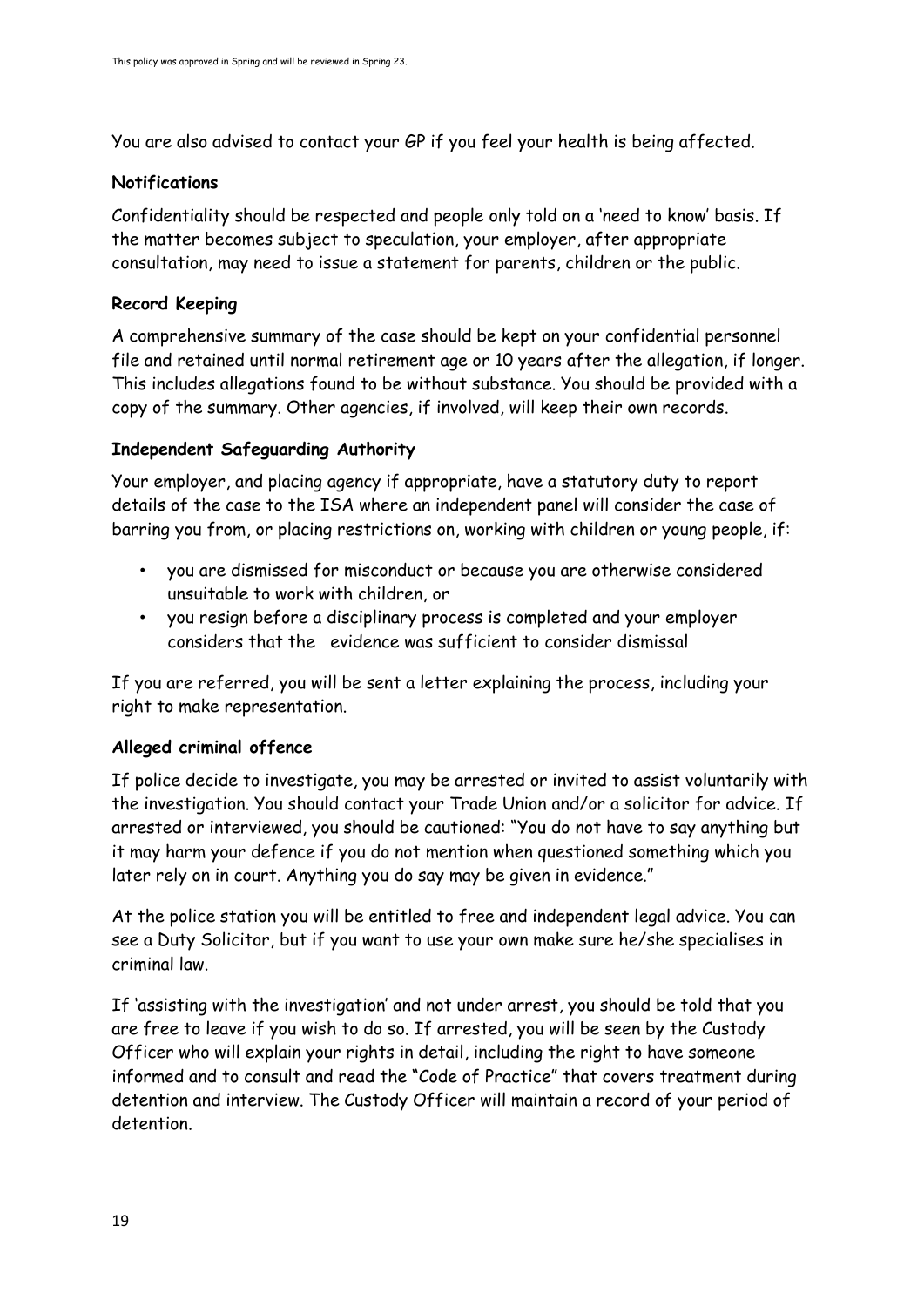You are also advised to contact your GP if you feel your health is being affected.

**Notifications**

Confidentiality should be respected and people only told on a 'need to know' basis. If the matter becomes subject to speculation, your employer, after appropriate consultation, may need to issue a statement for parents, children or the public.

**Record Keeping**

A comprehensive summary of the case should be kept on your confidential personnel file and retained until normal retirement age or 10 years after the allegation, if longer. This includes allegations found to be without substance. You should be provided with a copy of the summary. Other agencies, if involved, will keep their own records.

**Independent Safeguarding Authority**

Your employer, and placing agency if appropriate, have a statutory duty to report details of the case to the ISA where an independent panel will consider the case of barring you from, or placing restrictions on, working with children or young people, if:

- you are dismissed for misconduct or because you are otherwise considered unsuitable to work with children, or
- you resign before a disciplinary process is completed and your employer considers that the evidence was sufficient to consider dismissal

If you are referred, you will be sent a letter explaining the process, including your right to make representation.

**Alleged criminal offence**

If police decide to investigate, you may be arrested or invited to assist voluntarily with the investigation. You should contact your Trade Union and/or a solicitor for advice. If arrested or interviewed, you should be cautioned: "You do not have to say anything but it may harm your defence if you do not mention when questioned something which you later rely on in court. Anything you do say may be given in evidence."

At the police station you will be entitled to free and independent legal advice. You can see a Duty Solicitor, but if you want to use your own make sure he/she specialises in criminal law.

If 'assisting with the investigation' and not under arrest, you should be told that you are free to leave if you wish to do so. If arrested, you will be seen by the Custody Officer who will explain your rights in detail, including the right to have someone informed and to consult and read the "Code of Practice" that covers treatment during detention and interview. The Custody Officer will maintain a record of your period of detention.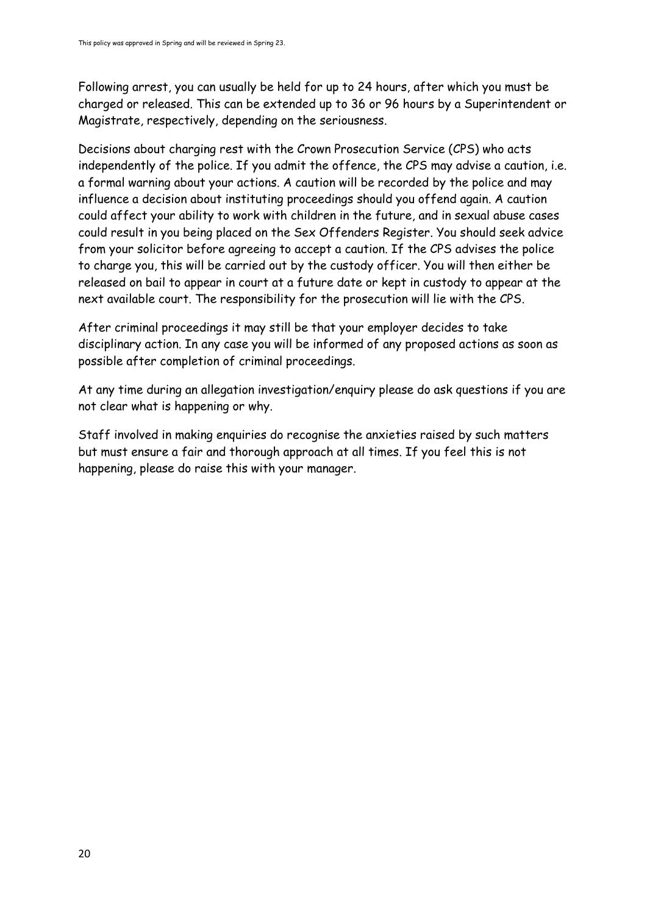Following arrest, you can usually be held for up to 24 hours, after which you must be charged or released. This can be extended up to 36 or 96 hours by a Superintendent or Magistrate, respectively, depending on the seriousness.

Decisions about charging rest with the Crown Prosecution Service (CPS) who acts independently of the police. If you admit the offence, the CPS may advise a caution, i.e. a formal warning about your actions. A caution will be recorded by the police and may influence a decision about instituting proceedings should you offend again. A caution could affect your ability to work with children in the future, and in sexual abuse cases could result in you being placed on the Sex Offenders Register. You should seek advice from your solicitor before agreeing to accept a caution. If the CPS advises the police to charge you, this will be carried out by the custody officer. You will then either be released on bail to appear in court at a future date or kept in custody to appear at the next available court. The responsibility for the prosecution will lie with the CPS.

After criminal proceedings it may still be that your employer decides to take disciplinary action. In any case you will be informed of any proposed actions as soon as possible after completion of criminal proceedings.

At any time during an allegation investigation/enquiry please do ask questions if you are not clear what is happening or why.

Staff involved in making enquiries do recognise the anxieties raised by such matters but must ensure a fair and thorough approach at all times. If you feel this is not happening, please do raise this with your manager.